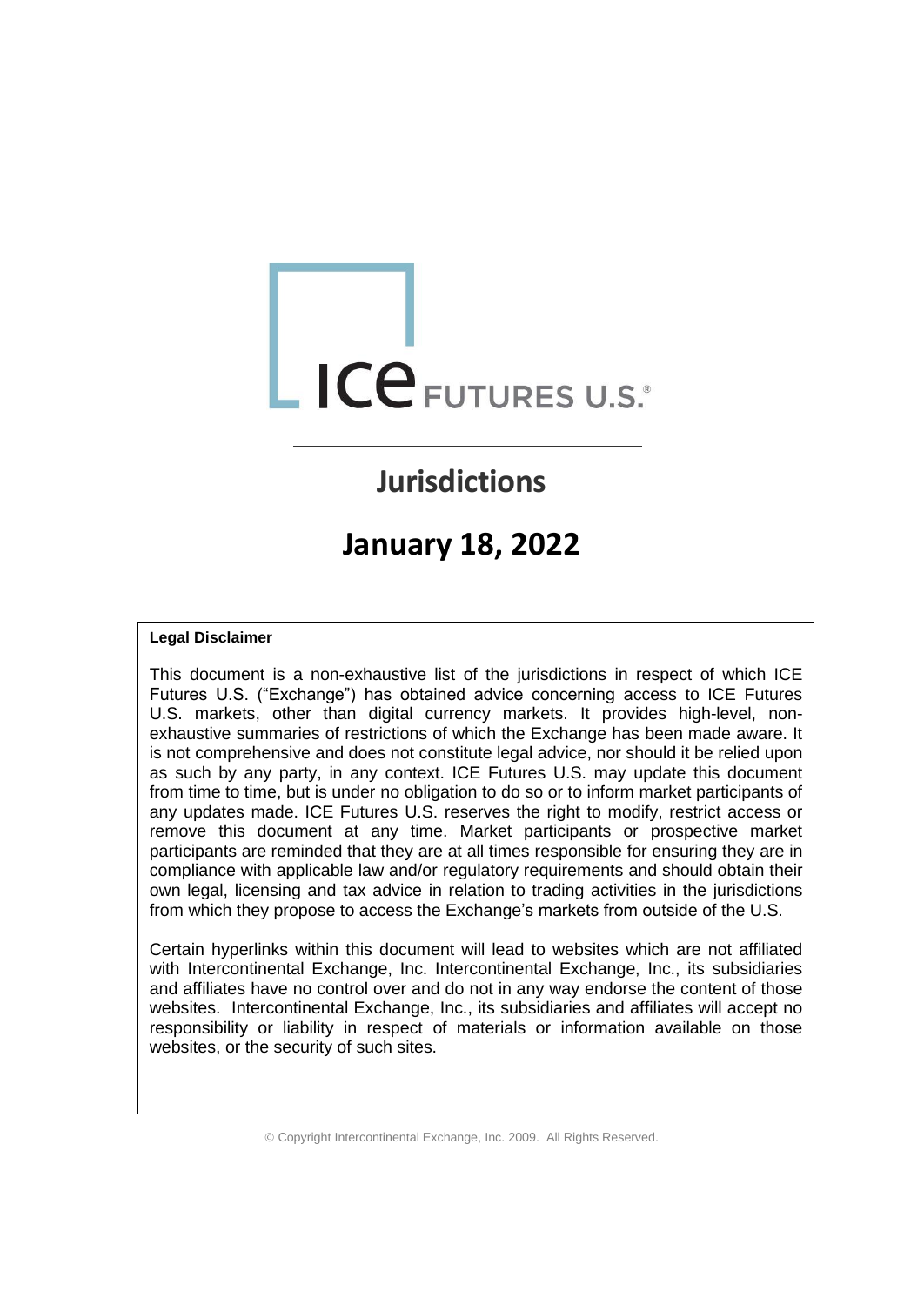ICE FUTURES U.S.®

# Jurisdictions

# January 18, 2022

**Legal Disclaimer**

This document is a non-exhaustive list of the jurisdictions in respect of which ICE Futures U.S. ("Exchange") has obtained advice concerning access to ICE Futures U.S. markets, other than digital currency markets. It provides high-level, non-exhaustive summaries of restrictions of which the Exchange has been made aware. It is not comprehensive and does not constitute legal advice, nor should it be relied upon as such by any party, in any context. ICE Futures U.S. may update this document from time to time, but is under no obligation to do so or to inform market participants of any updates made. ICE Futures U.S. reserves the right to modify, restrict access or remove this document at any time. Market participants or prospective market participants are reminded that they are at all times responsible for ensuring they are in compliance with applicable law and/or regulatory requirements and should obtain their own legal, licensing and tax advice in relation to trading activities in the jurisdictions from which they propose to access the Exchange's markets from outside of the U.S.

Certain hyperlinks within this document will lead to websites which are not affiliated with Intercontinental Exchange, Inc. Intercontinental Exchange, Inc., its subsidiaries and affiliates have no control over and do not in any way endorse the content of those websites. Intercontinental Exchange, Inc., its subsidiaries and affiliates will accept no responsibility or liability in respect of materials or information available on those websites, or the security of such sites.

© Copyright Intercontinental Exchange, Inc. 2009. All Rights Reserved.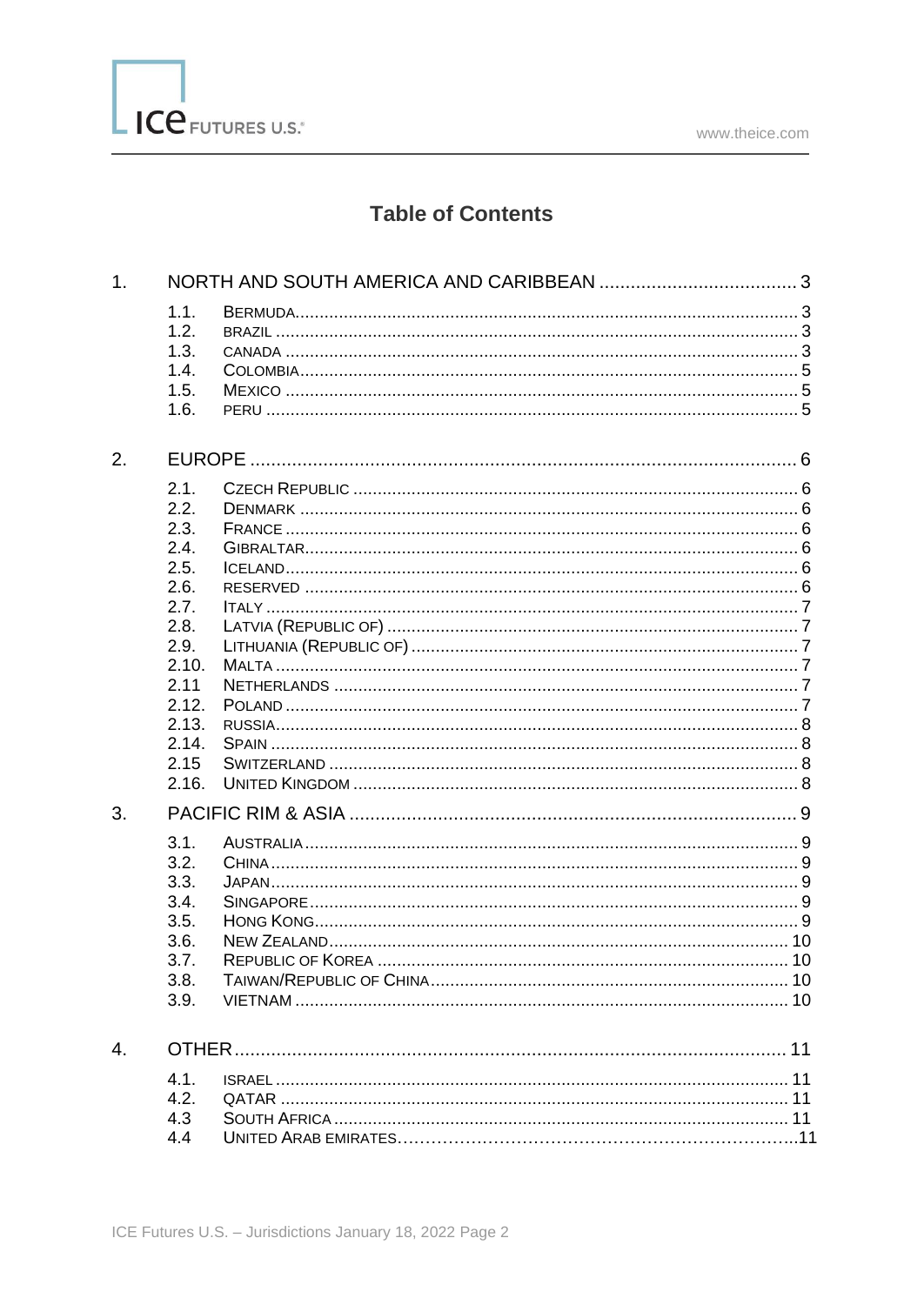# Table of Contents

1. NORTH AND SOUTH AMERICA AND CARIBBEAN ..... 3
   - 1.1. BERMUDA ..... 3
   - 1.2. BRAZIL ..... 3
   - 1.3. CANADA ..... 3
   - 1.4. COLOMBIA ..... 5
   - 1.5. MEXICO ..... 5
   - 1.6. PERU ..... 5
2. EUROPE ..... 6
   - 2.1. CZECH REPUBLIC ..... 6
   - 2.2. DENMARK ..... 6
   - 2.3. FRANCE ..... 6
   - 2.4. GIBRALTAR ..... 6
   - 2.5. ICELAND ..... 6
   - 2.6. RESERVED ..... 6
   - 2.7. ITALY ..... 7
   - 2.8. LATVIA (REPUBLIC OF) ..... 7
   - 2.9. LITHUANIA (REPUBLIC OF) ..... 7
   - 2.10. MALTA ..... 7
   - 2.11 NETHERLANDS ..... 7
   - 2.12. POLAND ..... 7
   - 2.13. RUSSIA ..... 8
   - 2.14. SPAIN ..... 8
   - 2.15 SWITZERLAND ..... 8
   - 2.16. UNITED KINGDOM ..... 8
3. PACIFIC RIM & ASIA ..... 9
   - 3.1. AUSTRALIA ..... 9
   - 3.2. CHINA ..... 9
   - 3.3. JAPAN ..... 9
   - 3.4. SINGAPORE ..... 9
   - 3.5. HONG KONG ..... 9
   - 3.6. NEW ZEALAND ..... 10
   - 3.7. REPUBLIC OF KOREA ..... 10
   - 3.8. TAIWAN/REPUBLIC OF CHINA ..... 10
   - 3.9. VIETNAM ..... 10
4. OTHER ..... 11
   - 4.1. ISRAEL ..... 11
   - 4.2. QATAR ..... 11
   - 4.3 SOUTH AFRICA ..... 11
   - 4.4 UNITED ARAB EMIRATES ..... 11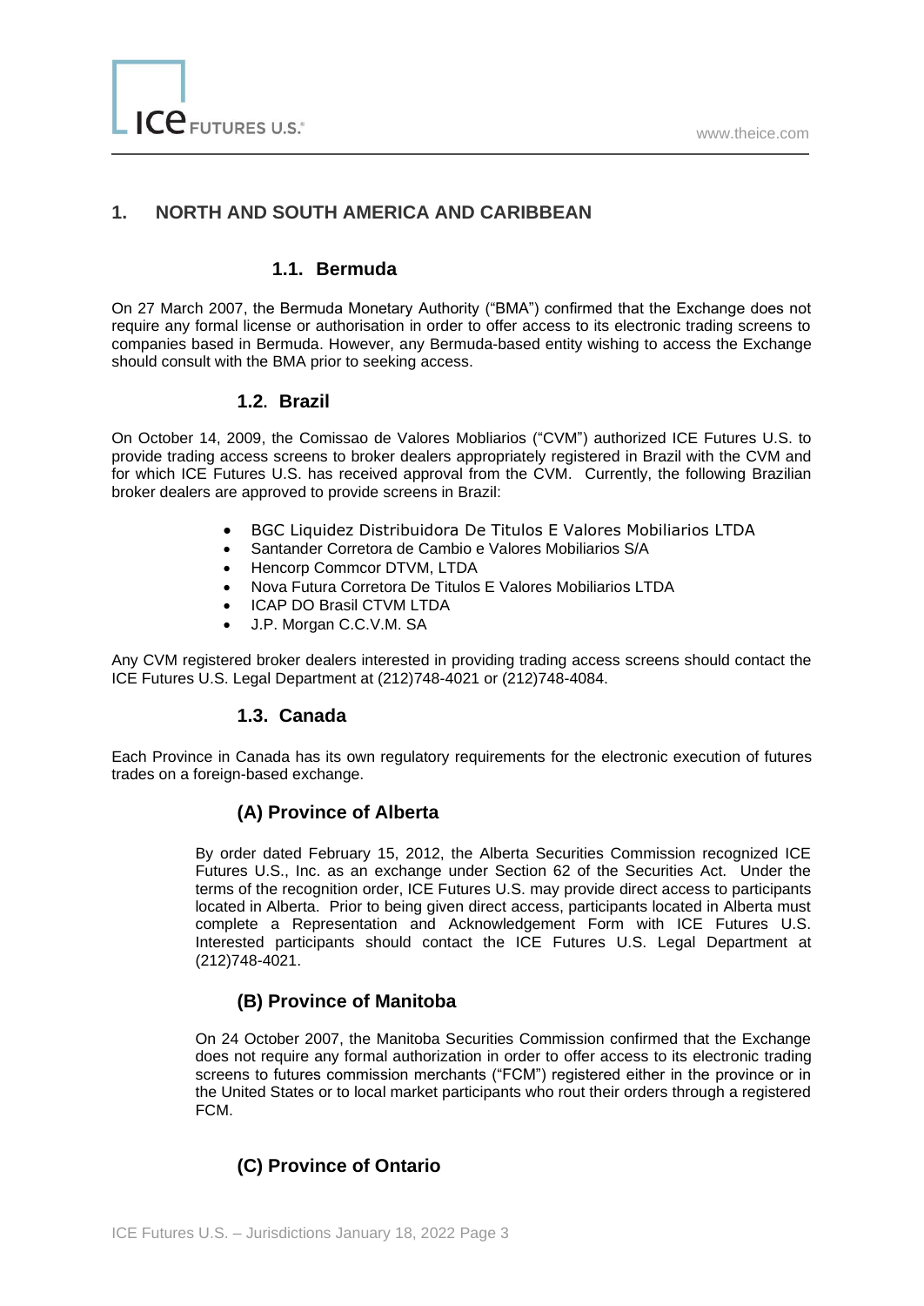## 1. NORTH AND SOUTH AMERICA AND CARIBBEAN

### 1.1. Bermuda

On 27 March 2007, the Bermuda Monetary Authority ("BMA") confirmed that the Exchange does not require any formal license or authorisation in order to offer access to its electronic trading screens to companies based in Bermuda. However, any Bermuda-based entity wishing to access the Exchange should consult with the BMA prior to seeking access.

### 1.2. Brazil

On October 14, 2009, the Comissao de Valores Mobliarios ("CVM") authorized ICE Futures U.S. to provide trading access screens to broker dealers appropriately registered in Brazil with the CVM and for which ICE Futures U.S. has received approval from the CVM. Currently, the following Brazilian broker dealers are approved to provide screens in Brazil:

- BGC Liquidez Distribuidora De Titulos E Valores Mobiliarios LTDA
- Santander Corretora de Cambio e Valores Mobiliarios S/A
- Hencorp Commcor DTVM, LTDA
- Nova Futura Corretora De Titulos E Valores Mobiliarios LTDA
- ICAP DO Brasil CTVM LTDA
- J.P. Morgan C.C.V.M. SA

Any CVM registered broker dealers interested in providing trading access screens should contact the ICE Futures U.S. Legal Department at (212)748-4021 or (212)748-4084.

### 1.3. Canada

Each Province in Canada has its own regulatory requirements for the electronic execution of futures trades on a foreign-based exchange.

#### (A) Province of Alberta

By order dated February 15, 2012, the Alberta Securities Commission recognized ICE Futures U.S., Inc. as an exchange under Section 62 of the Securities Act. Under the terms of the recognition order, ICE Futures U.S. may provide direct access to participants located in Alberta. Prior to being given direct access, participants located in Alberta must complete a Representation and Acknowledgement Form with ICE Futures U.S. Interested participants should contact the ICE Futures U.S. Legal Department at (212)748-4021.

#### (B) Province of Manitoba

On 24 October 2007, the Manitoba Securities Commission confirmed that the Exchange does not require any formal authorization in order to offer access to its electronic trading screens to futures commission merchants ("FCM") registered either in the province or in the United States or to local market participants who rout their orders through a registered FCM.

#### (C) Province of Ontario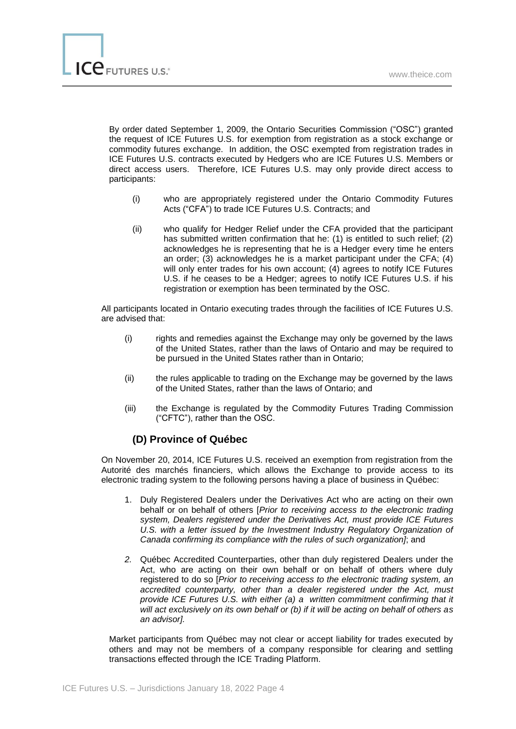By order dated September 1, 2009, the Ontario Securities Commission ("OSC") granted the request of ICE Futures U.S. for exemption from registration as a stock exchange or commodity futures exchange. In addition, the OSC exempted from registration trades in ICE Futures U.S. contracts executed by Hedgers who are ICE Futures U.S. Members or direct access users. Therefore, ICE Futures U.S. may only provide direct access to participants:

(i) who are appropriately registered under the Ontario Commodity Futures Acts ("CFA") to trade ICE Futures U.S. Contracts; and

(ii) who qualify for Hedger Relief under the CFA provided that the participant has submitted written confirmation that he: (1) is entitled to such relief; (2) acknowledges he is representing that he is a Hedger every time he enters an order; (3) acknowledges he is a market participant under the CFA; (4) will only enter trades for his own account; (4) agrees to notify ICE Futures U.S. if he ceases to be a Hedger; agrees to notify ICE Futures U.S. if his registration or exemption has been terminated by the OSC.

All participants located in Ontario executing trades through the facilities of ICE Futures U.S. are advised that:

(i) rights and remedies against the Exchange may only be governed by the laws of the United States, rather than the laws of Ontario and may be required to be pursued in the United States rather than in Ontario;

(ii) the rules applicable to trading on the Exchange may be governed by the laws of the United States, rather than the laws of Ontario; and

(iii) the Exchange is regulated by the Commodity Futures Trading Commission ("CFTC"), rather than the OSC.

### (D) Province of Québec

On November 20, 2014, ICE Futures U.S. received an exemption from registration from the Autorité des marchés financiers, which allows the Exchange to provide access to its electronic trading system to the following persons having a place of business in Québec:

1. Duly Registered Dealers under the Derivatives Act who are acting on their own behalf or on behalf of others [*Prior to receiving access to the electronic trading system, Dealers registered under the Derivatives Act, must provide ICE Futures U.S. with a letter issued by the Investment Industry Regulatory Organization of Canada confirming its compliance with the rules of such organization]*; and
2. Québec Accredited Counterparties, other than duly registered Dealers under the Act, who are acting on their own behalf or on behalf of others where duly registered to do so [*Prior to receiving access to the electronic trading system, an accredited counterparty, other than a dealer registered under the Act, must provide ICE Futures U.S. with either (a) a written commitment confirming that it will act exclusively on its own behalf or (b) if it will be acting on behalf of others as an advisor].*

Market participants from Québec may not clear or accept liability for trades executed by others and may not be members of a company responsible for clearing and settling transactions effected through the ICE Trading Platform.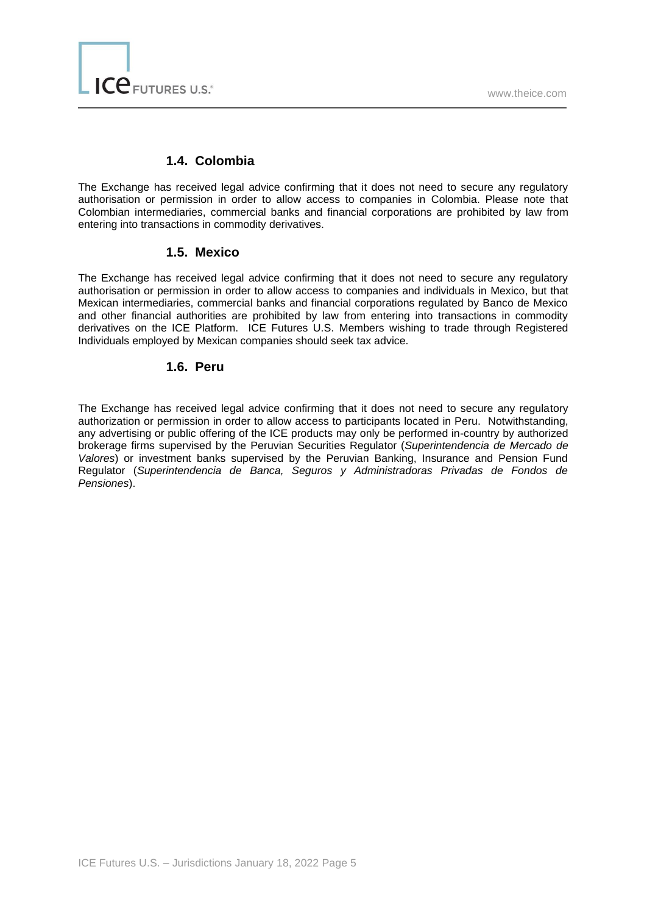### 1.4. Colombia

The Exchange has received legal advice confirming that it does not need to secure any regulatory authorisation or permission in order to allow access to companies in Colombia. Please note that Colombian intermediaries, commercial banks and financial corporations are prohibited by law from entering into transactions in commodity derivatives.

### 1.5. Mexico

The Exchange has received legal advice confirming that it does not need to secure any regulatory authorisation or permission in order to allow access to companies and individuals in Mexico, but that Mexican intermediaries, commercial banks and financial corporations regulated by Banco de Mexico and other financial authorities are prohibited by law from entering into transactions in commodity derivatives on the ICE Platform. ICE Futures U.S. Members wishing to trade through Registered Individuals employed by Mexican companies should seek tax advice.

### 1.6. Peru

The Exchange has received legal advice confirming that it does not need to secure any regulatory authorization or permission in order to allow access to participants located in Peru. Notwithstanding, any advertising or public offering of the ICE products may only be performed in-country by authorized brokerage firms supervised by the Peruvian Securities Regulator (*Superintendencia de Mercado de Valores*) or investment banks supervised by the Peruvian Banking, Insurance and Pension Fund Regulator (*Superintendencia de Banca, Seguros y Administradoras Privadas de Fondos de Pensiones*).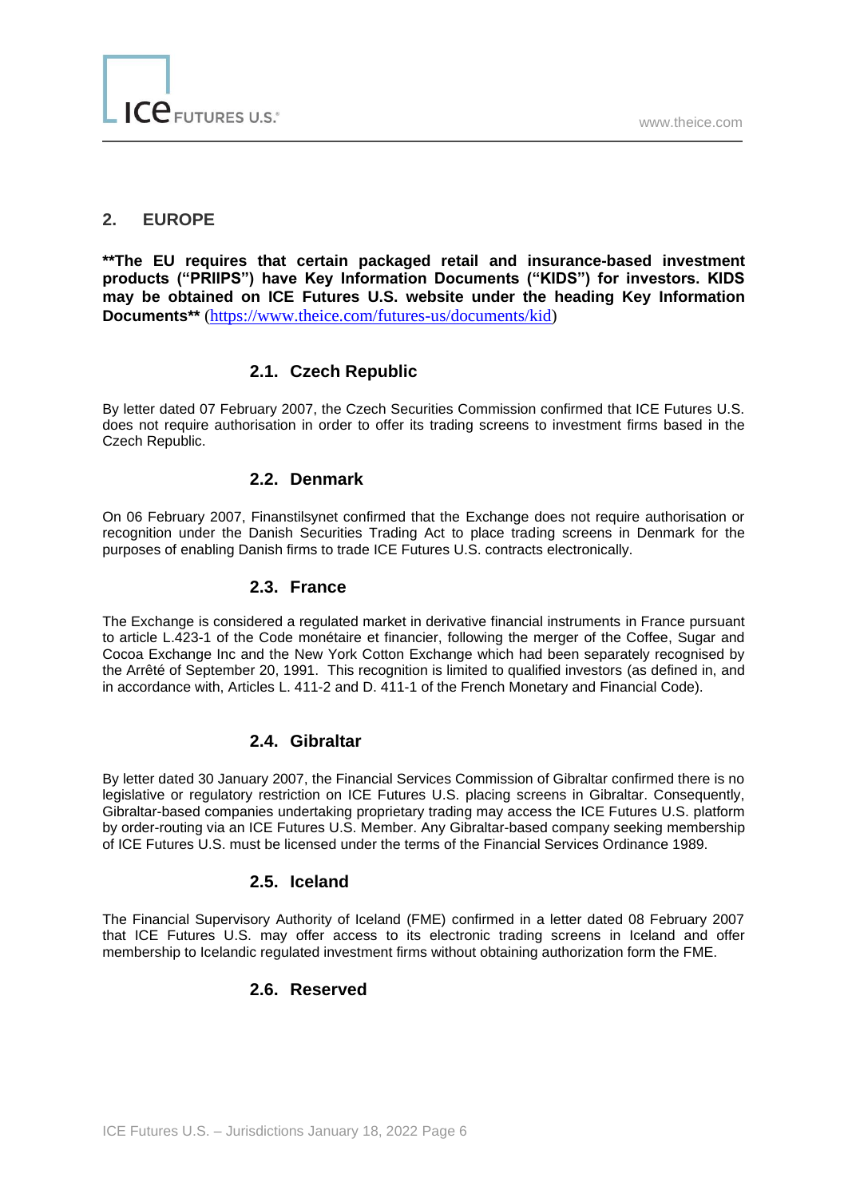## 2. EUROPE

**\*\*The EU requires that certain packaged retail and insurance-based investment products ("PRIIPS") have Key Information Documents ("KIDS") for investors. KIDS may be obtained on ICE Futures U.S. website under the heading Key Information Documents\*\*** (https://www.theice.com/futures-us/documents/kid)

### 2.1. Czech Republic

By letter dated 07 February 2007, the Czech Securities Commission confirmed that ICE Futures U.S. does not require authorisation in order to offer its trading screens to investment firms based in the Czech Republic.

### 2.2. Denmark

On 06 February 2007, Finanstilsynet confirmed that the Exchange does not require authorisation or recognition under the Danish Securities Trading Act to place trading screens in Denmark for the purposes of enabling Danish firms to trade ICE Futures U.S. contracts electronically.

### 2.3. France

The Exchange is considered a regulated market in derivative financial instruments in France pursuant to article L.423-1 of the Code monétaire et financier, following the merger of the Coffee, Sugar and Cocoa Exchange Inc and the New York Cotton Exchange which had been separately recognised by the Arrêté of September 20, 1991. This recognition is limited to qualified investors (as defined in, and in accordance with, Articles L. 411-2 and D. 411-1 of the French Monetary and Financial Code).

### 2.4. Gibraltar

By letter dated 30 January 2007, the Financial Services Commission of Gibraltar confirmed there is no legislative or regulatory restriction on ICE Futures U.S. placing screens in Gibraltar. Consequently, Gibraltar-based companies undertaking proprietary trading may access the ICE Futures U.S. platform by order-routing via an ICE Futures U.S. Member. Any Gibraltar-based company seeking membership of ICE Futures U.S. must be licensed under the terms of the Financial Services Ordinance 1989.

### 2.5. Iceland

The Financial Supervisory Authority of Iceland (FME) confirmed in a letter dated 08 February 2007 that ICE Futures U.S. may offer access to its electronic trading screens in Iceland and offer membership to Icelandic regulated investment firms without obtaining authorization form the FME.

### 2.6. Reserved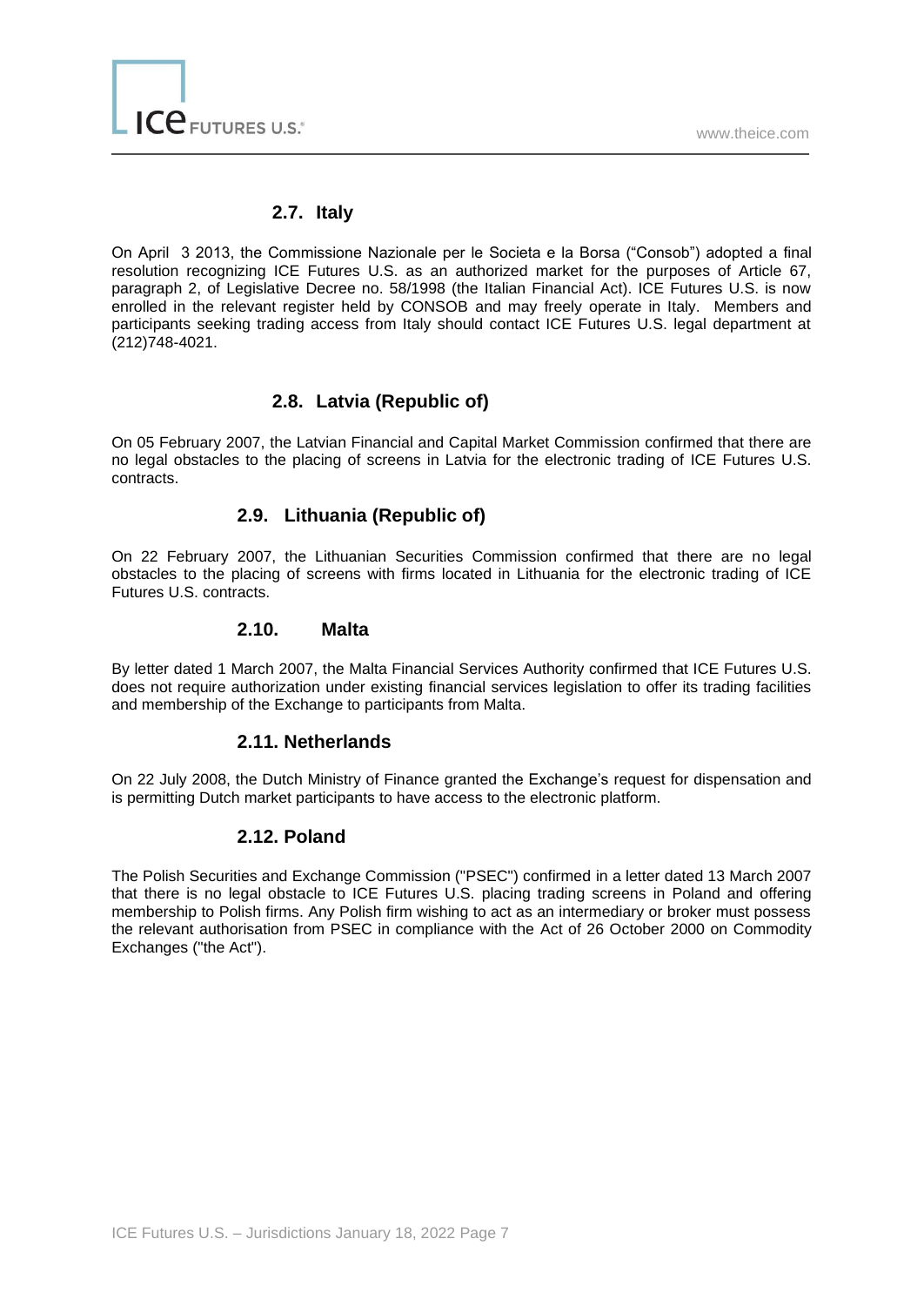### 2.7. Italy

On April 3 2013, the Commissione Nazionale per le Societa e la Borsa ("Consob") adopted a final resolution recognizing ICE Futures U.S. as an authorized market for the purposes of Article 67, paragraph 2, of Legislative Decree no. 58/1998 (the Italian Financial Act). ICE Futures U.S. is now enrolled in the relevant register held by CONSOB and may freely operate in Italy. Members and participants seeking trading access from Italy should contact ICE Futures U.S. legal department at (212)748-4021.

### 2.8. Latvia (Republic of)

On 05 February 2007, the Latvian Financial and Capital Market Commission confirmed that there are no legal obstacles to the placing of screens in Latvia for the electronic trading of ICE Futures U.S. contracts.

### 2.9. Lithuania (Republic of)

On 22 February 2007, the Lithuanian Securities Commission confirmed that there are no legal obstacles to the placing of screens with firms located in Lithuania for the electronic trading of ICE Futures U.S. contracts.

### 2.10. Malta

By letter dated 1 March 2007, the Malta Financial Services Authority confirmed that ICE Futures U.S. does not require authorization under existing financial services legislation to offer its trading facilities and membership of the Exchange to participants from Malta.

### 2.11. Netherlands

On 22 July 2008, the Dutch Ministry of Finance granted the Exchange's request for dispensation and is permitting Dutch market participants to have access to the electronic platform.

### 2.12. Poland

The Polish Securities and Exchange Commission ("PSEC") confirmed in a letter dated 13 March 2007 that there is no legal obstacle to ICE Futures U.S. placing trading screens in Poland and offering membership to Polish firms. Any Polish firm wishing to act as an intermediary or broker must possess the relevant authorisation from PSEC in compliance with the Act of 26 October 2000 on Commodity Exchanges ("the Act").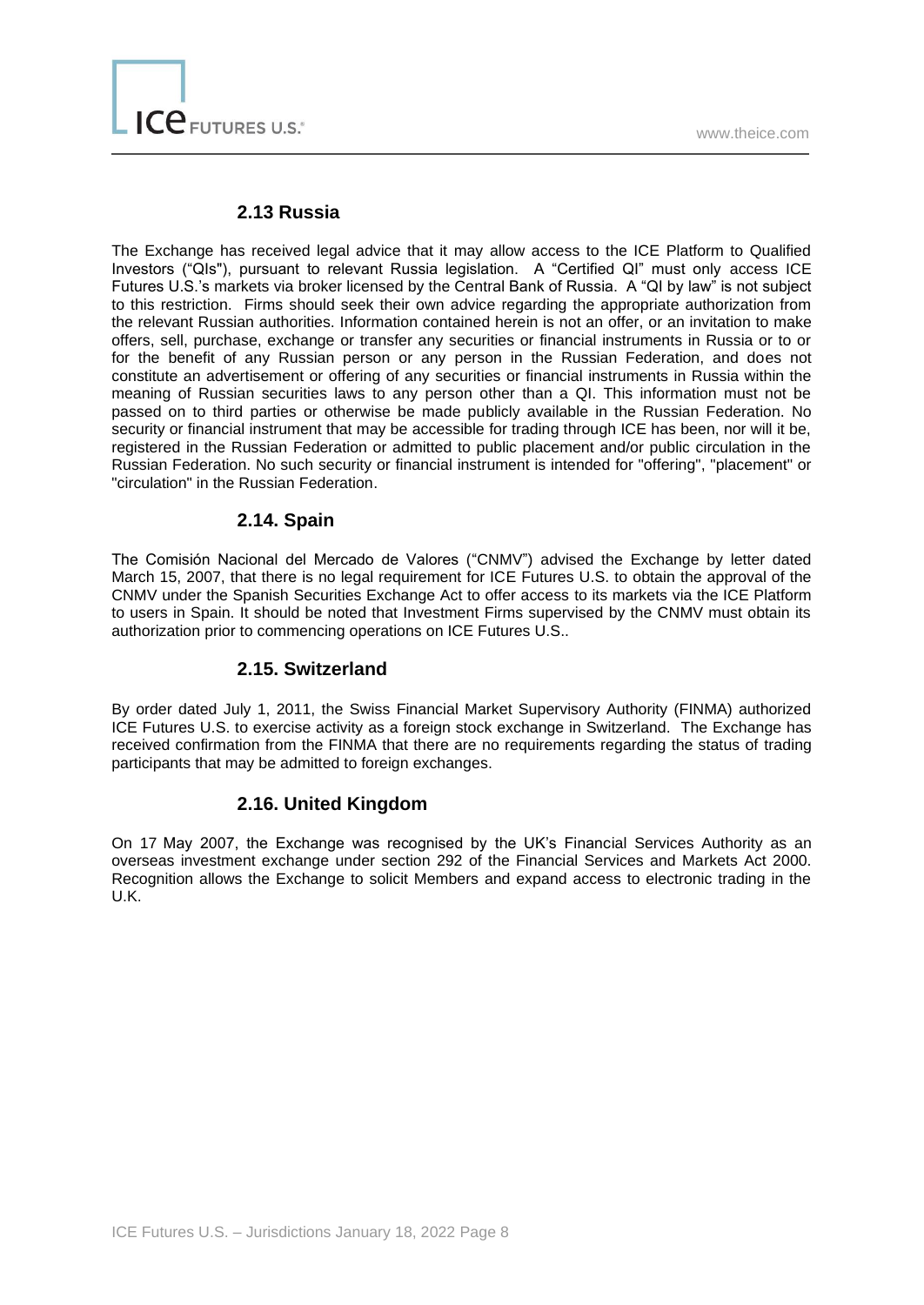### 2.13 Russia

The Exchange has received legal advice that it may allow access to the ICE Platform to Qualified Investors ("QIs"), pursuant to relevant Russia legislation. A "Certified QI" must only access ICE Futures U.S.'s markets via broker licensed by the Central Bank of Russia. A "QI by law" is not subject to this restriction. Firms should seek their own advice regarding the appropriate authorization from the relevant Russian authorities. Information contained herein is not an offer, or an invitation to make offers, sell, purchase, exchange or transfer any securities or financial instruments in Russia or to or for the benefit of any Russian person or any person in the Russian Federation, and does not constitute an advertisement or offering of any securities or financial instruments in Russia within the meaning of Russian securities laws to any person other than a QI. This information must not be passed on to third parties or otherwise be made publicly available in the Russian Federation. No security or financial instrument that may be accessible for trading through ICE has been, nor will it be, registered in the Russian Federation or admitted to public placement and/or public circulation in the Russian Federation. No such security or financial instrument is intended for "offering", "placement" or "circulation" in the Russian Federation.

### 2.14. Spain

The Comisión Nacional del Mercado de Valores ("CNMV") advised the Exchange by letter dated March 15, 2007, that there is no legal requirement for ICE Futures U.S. to obtain the approval of the CNMV under the Spanish Securities Exchange Act to offer access to its markets via the ICE Platform to users in Spain. It should be noted that Investment Firms supervised by the CNMV must obtain its authorization prior to commencing operations on ICE Futures U.S..

### 2.15. Switzerland

By order dated July 1, 2011, the Swiss Financial Market Supervisory Authority (FINMA) authorized ICE Futures U.S. to exercise activity as a foreign stock exchange in Switzerland. The Exchange has received confirmation from the FINMA that there are no requirements regarding the status of trading participants that may be admitted to foreign exchanges.

### 2.16. United Kingdom

On 17 May 2007, the Exchange was recognised by the UK's Financial Services Authority as an overseas investment exchange under section 292 of the Financial Services and Markets Act 2000. Recognition allows the Exchange to solicit Members and expand access to electronic trading in the U.K.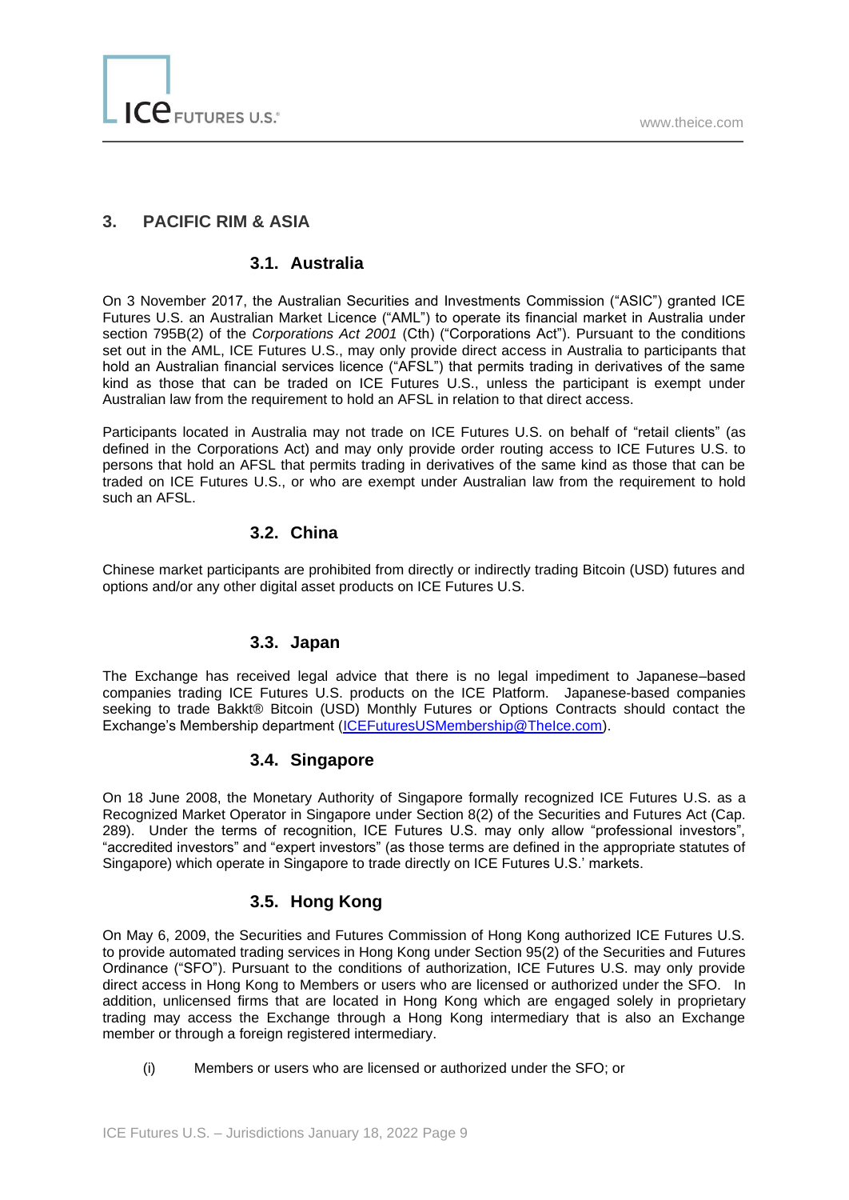## 3. PACIFIC RIM & ASIA

### 3.1. Australia

On 3 November 2017, the Australian Securities and Investments Commission ("ASIC") granted ICE Futures U.S. an Australian Market Licence ("AML") to operate its financial market in Australia under section 795B(2) of the *Corporations Act 2001* (Cth) ("Corporations Act"). Pursuant to the conditions set out in the AML, ICE Futures U.S., may only provide direct access in Australia to participants that hold an Australian financial services licence ("AFSL") that permits trading in derivatives of the same kind as those that can be traded on ICE Futures U.S., unless the participant is exempt under Australian law from the requirement to hold an AFSL in relation to that direct access.

Participants located in Australia may not trade on ICE Futures U.S. on behalf of "retail clients" (as defined in the Corporations Act) and may only provide order routing access to ICE Futures U.S. to persons that hold an AFSL that permits trading in derivatives of the same kind as those that can be traded on ICE Futures U.S., or who are exempt under Australian law from the requirement to hold such an AFSL.

### 3.2. China

Chinese market participants are prohibited from directly or indirectly trading Bitcoin (USD) futures and options and/or any other digital asset products on ICE Futures U.S.

### 3.3. Japan

The Exchange has received legal advice that there is no legal impediment to Japanese–based companies trading ICE Futures U.S. products on the ICE Platform. Japanese-based companies seeking to trade Bakkt® Bitcoin (USD) Monthly Futures or Options Contracts should contact the Exchange's Membership department (ICEFuturesUSMembership@TheIce.com).

### 3.4. Singapore

On 18 June 2008, the Monetary Authority of Singapore formally recognized ICE Futures U.S. as a Recognized Market Operator in Singapore under Section 8(2) of the Securities and Futures Act (Cap. 289). Under the terms of recognition, ICE Futures U.S. may only allow "professional investors", "accredited investors" and "expert investors" (as those terms are defined in the appropriate statutes of Singapore) which operate in Singapore to trade directly on ICE Futures U.S.' markets.

### 3.5. Hong Kong

On May 6, 2009, the Securities and Futures Commission of Hong Kong authorized ICE Futures U.S. to provide automated trading services in Hong Kong under Section 95(2) of the Securities and Futures Ordinance ("SFO"). Pursuant to the conditions of authorization, ICE Futures U.S. may only provide direct access in Hong Kong to Members or users who are licensed or authorized under the SFO. In addition, unlicensed firms that are located in Hong Kong which are engaged solely in proprietary trading may access the Exchange through a Hong Kong intermediary that is also an Exchange member or through a foreign registered intermediary.

(i) Members or users who are licensed or authorized under the SFO; or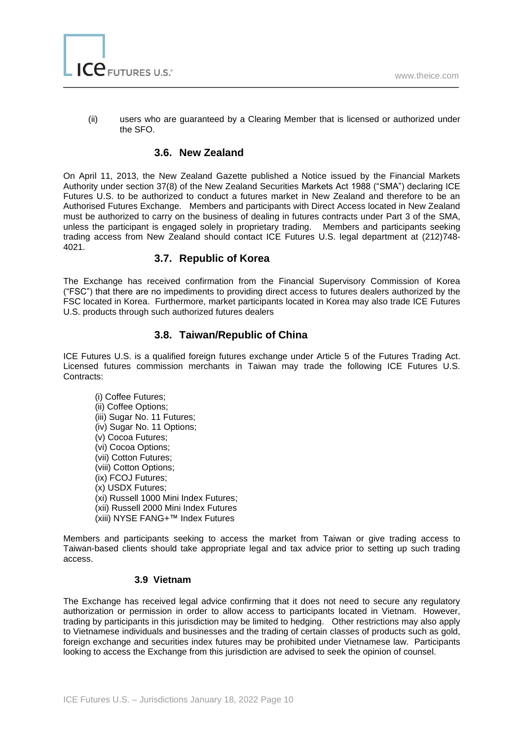(ii) users who are guaranteed by a Clearing Member that is licensed or authorized under the SFO.

### 3.6. New Zealand

On April 11, 2013, the New Zealand Gazette published a Notice issued by the Financial Markets Authority under section 37(8) of the New Zealand Securities Markets Act 1988 ("SMA") declaring ICE Futures U.S. to be authorized to conduct a futures market in New Zealand and therefore to be an Authorised Futures Exchange. Members and participants with Direct Access located in New Zealand must be authorized to carry on the business of dealing in futures contracts under Part 3 of the SMA, unless the participant is engaged solely in proprietary trading. Members and participants seeking trading access from New Zealand should contact ICE Futures U.S. legal department at (212)748-4021.

### 3.7. Republic of Korea

The Exchange has received confirmation from the Financial Supervisory Commission of Korea ("FSC") that there are no impediments to providing direct access to futures dealers authorized by the FSC located in Korea. Furthermore, market participants located in Korea may also trade ICE Futures U.S. products through such authorized futures dealers

### 3.8. Taiwan/Republic of China

ICE Futures U.S. is a qualified foreign futures exchange under Article 5 of the Futures Trading Act. Licensed futures commission merchants in Taiwan may trade the following ICE Futures U.S. Contracts:

(i) Coffee Futures;
(ii) Coffee Options;
(iii) Sugar No. 11 Futures;
(iv) Sugar No. 11 Options;
(v) Cocoa Futures;
(vi) Cocoa Options;
(vii) Cotton Futures;
(viii) Cotton Options;
(ix) FCOJ Futures;
(x) USDX Futures;
(xi) Russell 1000 Mini Index Futures;
(xii) Russell 2000 Mini Index Futures
(xiii) NYSE FANG+™ Index Futures

Members and participants seeking to access the market from Taiwan or give trading access to Taiwan-based clients should take appropriate legal and tax advice prior to setting up such trading access.

### 3.9 Vietnam

The Exchange has received legal advice confirming that it does not need to secure any regulatory authorization or permission in order to allow access to participants located in Vietnam. However, trading by participants in this jurisdiction may be limited to hedging. Other restrictions may also apply to Vietnamese individuals and businesses and the trading of certain classes of products such as gold, foreign exchange and securities index futures may be prohibited under Vietnamese law. Participants looking to access the Exchange from this jurisdiction are advised to seek the opinion of counsel.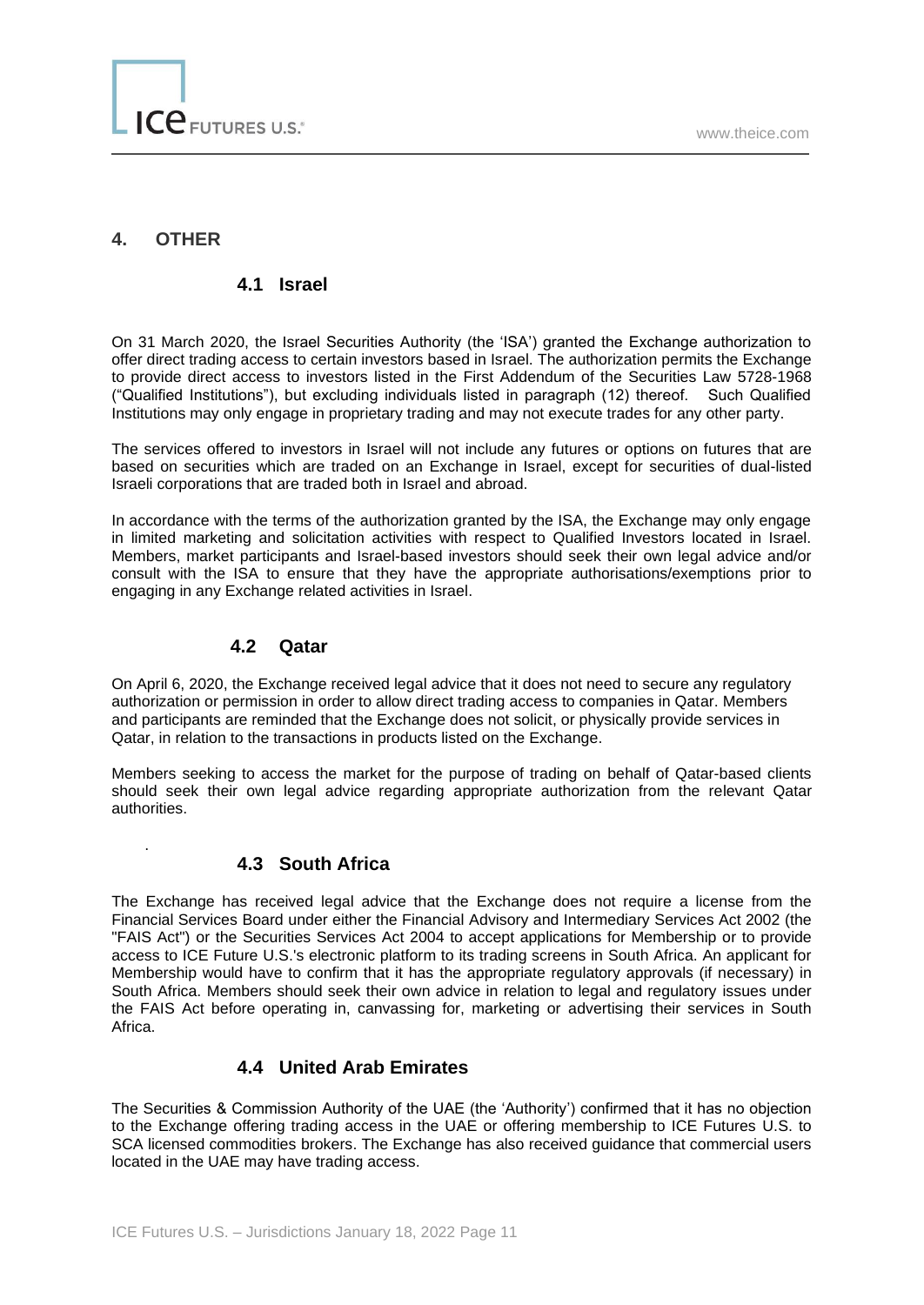## 4. OTHER

### 4.1 Israel

On 31 March 2020, the Israel Securities Authority (the 'ISA') granted the Exchange authorization to offer direct trading access to certain investors based in Israel. The authorization permits the Exchange to provide direct access to investors listed in the First Addendum of the Securities Law 5728-1968 ("Qualified Institutions"), but excluding individuals listed in paragraph (12) thereof. Such Qualified Institutions may only engage in proprietary trading and may not execute trades for any other party.

The services offered to investors in Israel will not include any futures or options on futures that are based on securities which are traded on an Exchange in Israel, except for securities of dual-listed Israeli corporations that are traded both in Israel and abroad.

In accordance with the terms of the authorization granted by the ISA, the Exchange may only engage in limited marketing and solicitation activities with respect to Qualified Investors located in Israel. Members, market participants and Israel-based investors should seek their own legal advice and/or consult with the ISA to ensure that they have the appropriate authorisations/exemptions prior to engaging in any Exchange related activities in Israel.

### 4.2 Qatar

On April 6, 2020, the Exchange received legal advice that it does not need to secure any regulatory authorization or permission in order to allow direct trading access to companies in Qatar. Members and participants are reminded that the Exchange does not solicit, or physically provide services in Qatar, in relation to the transactions in products listed on the Exchange.

Members seeking to access the market for the purpose of trading on behalf of Qatar-based clients should seek their own legal advice regarding appropriate authorization from the relevant Qatar authorities.

### 4.3 South Africa

The Exchange has received legal advice that the Exchange does not require a license from the Financial Services Board under either the Financial Advisory and Intermediary Services Act 2002 (the "FAIS Act") or the Securities Services Act 2004 to accept applications for Membership or to provide access to ICE Future U.S.'s electronic platform to its trading screens in South Africa. An applicant for Membership would have to confirm that it has the appropriate regulatory approvals (if necessary) in South Africa. Members should seek their own advice in relation to legal and regulatory issues under the FAIS Act before operating in, canvassing for, marketing or advertising their services in South Africa.

### 4.4 United Arab Emirates

The Securities & Commission Authority of the UAE (the 'Authority') confirmed that it has no objection to the Exchange offering trading access in the UAE or offering membership to ICE Futures U.S. to SCA licensed commodities brokers. The Exchange has also received guidance that commercial users located in the UAE may have trading access.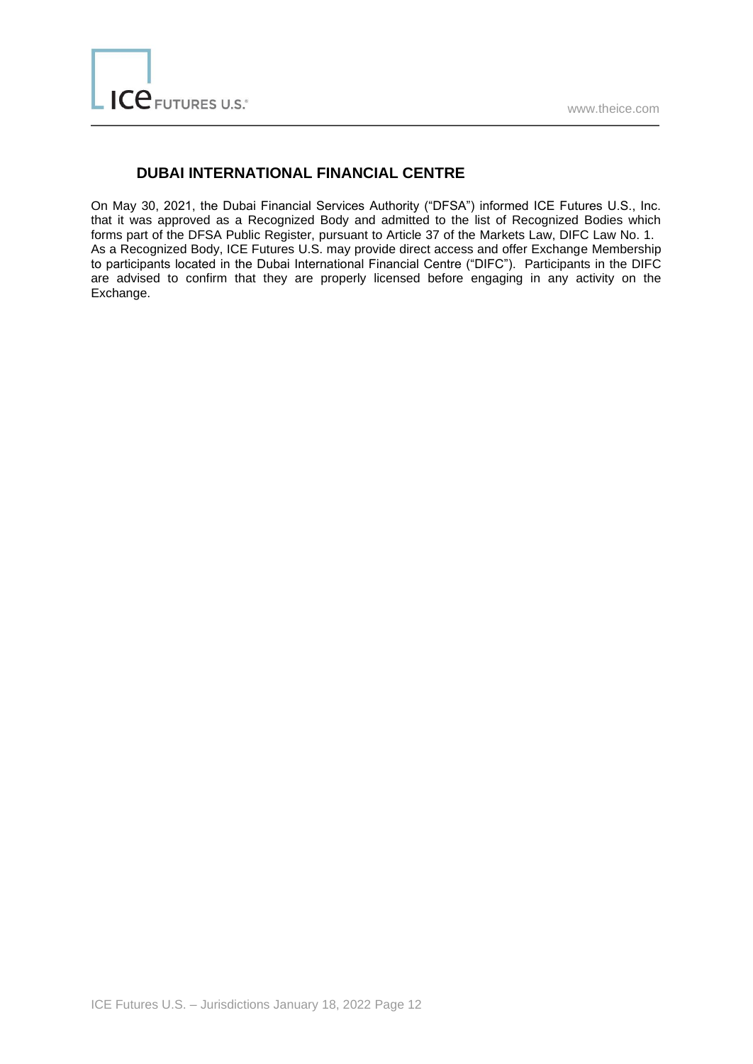## DUBAI INTERNATIONAL FINANCIAL CENTRE

On May 30, 2021, the Dubai Financial Services Authority ("DFSA") informed ICE Futures U.S., Inc. that it was approved as a Recognized Body and admitted to the list of Recognized Bodies which forms part of the DFSA Public Register, pursuant to Article 37 of the Markets Law, DIFC Law No. 1. As a Recognized Body, ICE Futures U.S. may provide direct access and offer Exchange Membership to participants located in the Dubai International Financial Centre ("DIFC"). Participants in the DIFC are advised to confirm that they are properly licensed before engaging in any activity on the Exchange.